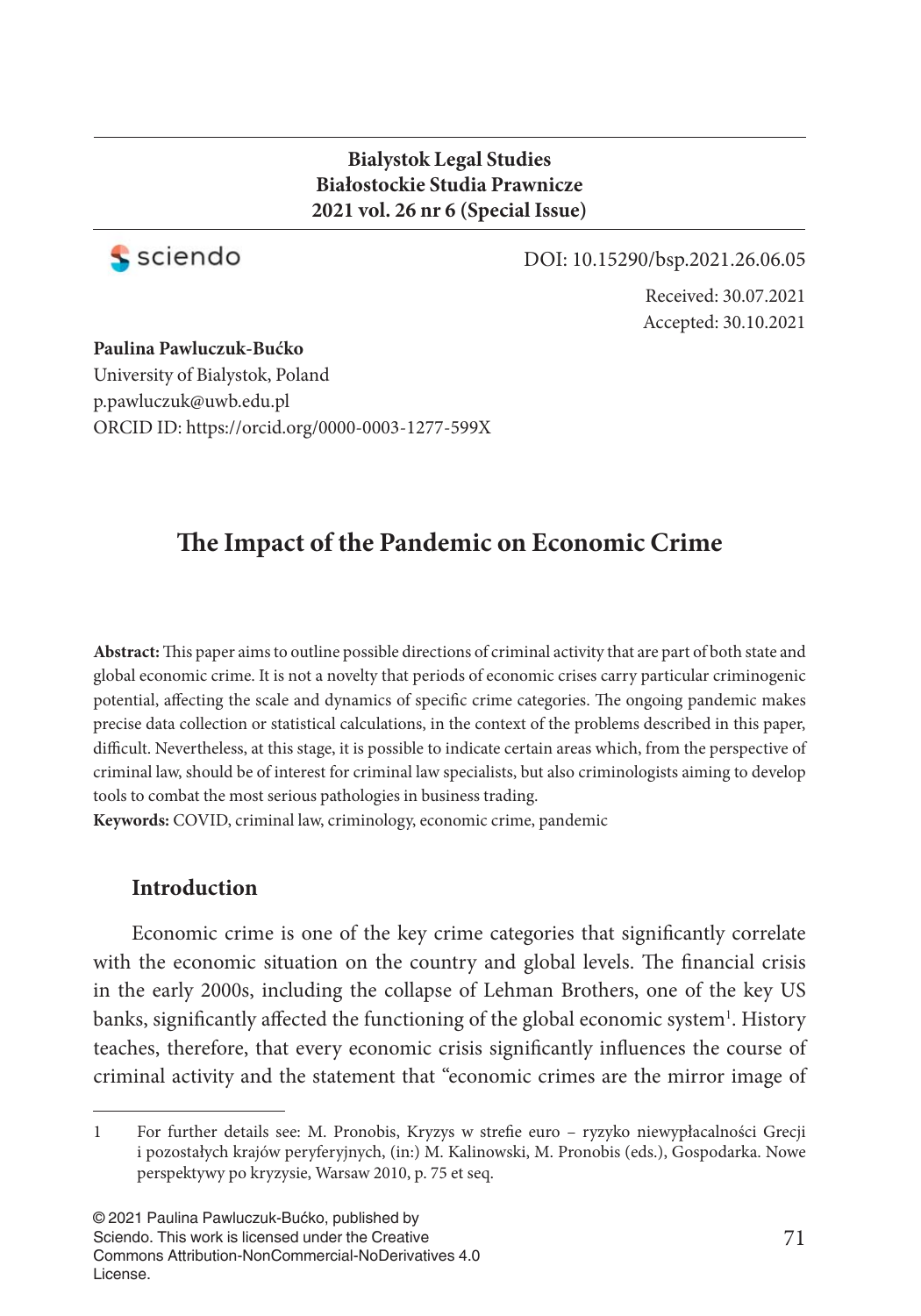**Bialystok Legal Studies**
**Białostockie Studia Prawnicze**
**2021 vol. 26 nr 6 (Special Issue)**

DOI: 10.15290/bsp.2021.26.06.05

Received: 30.07.2021
Accepted: 30.10.2021

**Paulina Pawluczuk-Bućko**
University of Bialystok, Poland
p.pawluczuk@uwb.edu.pl
ORCID ID: https://orcid.org/0000-0003-1277-599X

# The Impact of the Pandemic on Economic Crime

**Abstract:** This paper aims to outline possible directions of criminal activity that are part of both state and global economic crime. It is not a novelty that periods of economic crises carry particular criminogenic potential, affecting the scale and dynamics of specific crime categories. The ongoing pandemic makes precise data collection or statistical calculations, in the context of the problems described in this paper, difficult. Nevertheless, at this stage, it is possible to indicate certain areas which, from the perspective of criminal law, should be of interest for criminal law specialists, but also criminologists aiming to develop tools to combat the most serious pathologies in business trading.

**Keywords:** COVID, criminal law, criminology, economic crime, pandemic

## Introduction

Economic crime is one of the key crime categories that significantly correlate with the economic situation on the country and global levels. The financial crisis in the early 2000s, including the collapse of Lehman Brothers, one of the key US banks, significantly affected the functioning of the global economic system[1]. History teaches, therefore, that every economic crisis significantly influences the course of criminal activity and the statement that "economic crimes are the mirror image of

1 For further details see: M. Pronobis, Kryzys w strefie euro – ryzyko niewypłacalności Grecji i pozostałych krajów peryferyjnych, (in:) M. Kalinowski, M. Pronobis (eds.), Gospodarka. Nowe perspektywy po kryzysie, Warsaw 2010, p. 75 et seq.

© 2021 Paulina Pawluczuk-Bućko, published by Sciendo. This work is licensed under the Creative Commons Attribution-NonCommercial-NoDerivatives 4.0 License.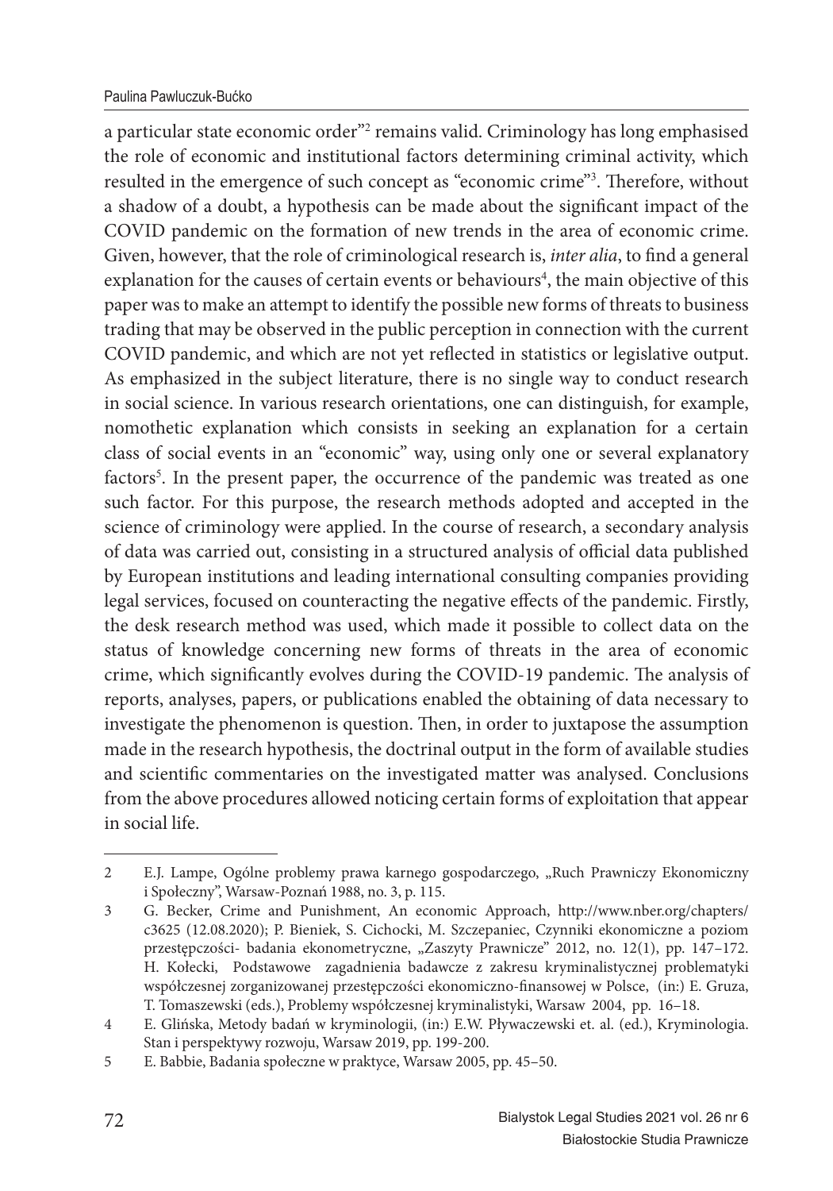a particular state economic order"[2] remains valid. Criminology has long emphasised the role of economic and institutional factors determining criminal activity, which resulted in the emergence of such concept as "economic crime"[3]. Therefore, without a shadow of a doubt, a hypothesis can be made about the significant impact of the COVID pandemic on the formation of new trends in the area of economic crime. Given, however, that the role of criminological research is, *inter alia*, to find a general explanation for the causes of certain events or behaviours[4], the main objective of this paper was to make an attempt to identify the possible new forms of threats to business trading that may be observed in the public perception in connection with the current COVID pandemic, and which are not yet reflected in statistics or legislative output. As emphasized in the subject literature, there is no single way to conduct research in social science. In various research orientations, one can distinguish, for example, nomothetic explanation which consists in seeking an explanation for a certain class of social events in an "economic" way, using only one or several explanatory factors[5]. In the present paper, the occurrence of the pandemic was treated as one such factor. For this purpose, the research methods adopted and accepted in the science of criminology were applied. In the course of research, a secondary analysis of data was carried out, consisting in a structured analysis of official data published by European institutions and leading international consulting companies providing legal services, focused on counteracting the negative effects of the pandemic. Firstly, the desk research method was used, which made it possible to collect data on the status of knowledge concerning new forms of threats in the area of economic crime, which significantly evolves during the COVID-19 pandemic. The analysis of reports, analyses, papers, or publications enabled the obtaining of data necessary to investigate the phenomenon is question. Then, in order to juxtapose the assumption made in the research hypothesis, the doctrinal output in the form of available studies and scientific commentaries on the investigated matter was analysed. Conclusions from the above procedures allowed noticing certain forms of exploitation that appear in social life.

---

2 E.J. Lampe, Ogólne problemy prawa karnego gospodarczego, „Ruch Prawniczy Ekonomiczny i Społeczny", Warsaw-Poznań 1988, no. 3, p. 115.

3 G. Becker, Crime and Punishment, An economic Approach, http://www.nber.org/chapters/c3625 (12.08.2020); P. Bieniek, S. Cichocki, M. Szczepaniec, Czynniki ekonomiczne a poziom przestępczości- badania ekonometryczne, „Zaszyty Prawnicze" 2012, no. 12(1), pp. 147–172. H. Kołecki, Podstawowe zagadnienia badawcze z zakresu kryminalistycznej problematyki współczesnej zorganizowanej przestępczości ekonomiczno-finansowej w Polsce, (in:) E. Gruza, T. Tomaszewski (eds.), Problemy współczesnej kryminalistyki, Warsaw 2004, pp. 16–18.

4 E. Glińska, Metody badań w kryminologii, (in:) E.W. Pływaczewski et. al. (ed.), Kryminologia. Stan i perspektywy rozwoju, Warsaw 2019, pp. 199-200.

5 E. Babbie, Badania społeczne w praktyce, Warsaw 2005, pp. 45–50.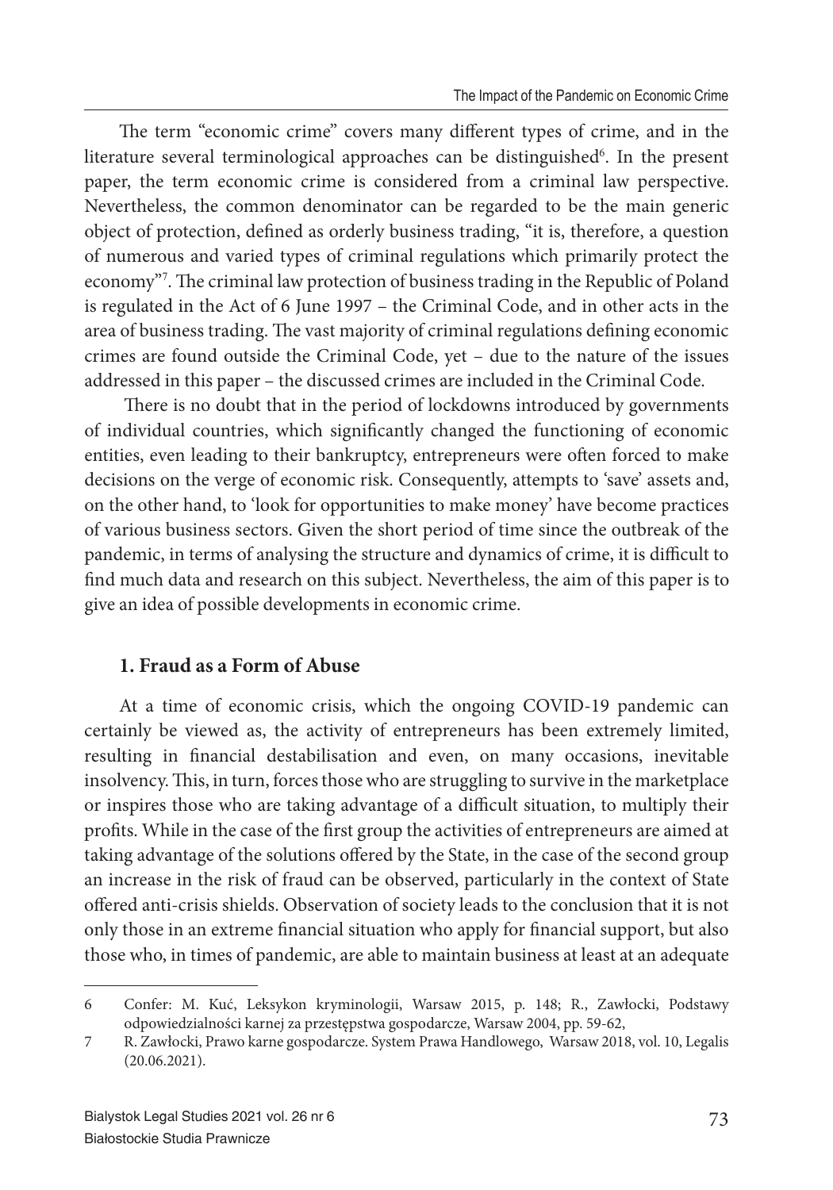The term "economic crime" covers many different types of crime, and in the literature several terminological approaches can be distinguished[6]. In the present paper, the term economic crime is considered from a criminal law perspective. Nevertheless, the common denominator can be regarded to be the main generic object of protection, defined as orderly business trading, "it is, therefore, a question of numerous and varied types of criminal regulations which primarily protect the economy"[7]. The criminal law protection of business trading in the Republic of Poland is regulated in the Act of 6 June 1997 – the Criminal Code, and in other acts in the area of business trading. The vast majority of criminal regulations defining economic crimes are found outside the Criminal Code, yet – due to the nature of the issues addressed in this paper – the discussed crimes are included in the Criminal Code.

There is no doubt that in the period of lockdowns introduced by governments of individual countries, which significantly changed the functioning of economic entities, even leading to their bankruptcy, entrepreneurs were often forced to make decisions on the verge of economic risk. Consequently, attempts to 'save' assets and, on the other hand, to 'look for opportunities to make money' have become practices of various business sectors. Given the short period of time since the outbreak of the pandemic, in terms of analysing the structure and dynamics of crime, it is difficult to find much data and research on this subject. Nevertheless, the aim of this paper is to give an idea of possible developments in economic crime.

## 1. Fraud as a Form of Abuse

At a time of economic crisis, which the ongoing COVID-19 pandemic can certainly be viewed as, the activity of entrepreneurs has been extremely limited, resulting in financial destabilisation and even, on many occasions, inevitable insolvency. This, in turn, forces those who are struggling to survive in the marketplace or inspires those who are taking advantage of a difficult situation, to multiply their profits. While in the case of the first group the activities of entrepreneurs are aimed at taking advantage of the solutions offered by the State, in the case of the second group an increase in the risk of fraud can be observed, particularly in the context of State offered anti-crisis shields. Observation of society leads to the conclusion that it is not only those in an extreme financial situation who apply for financial support, but also those who, in times of pandemic, are able to maintain business at least at an adequate

---

6 Confer: M. Kuć, Leksykon kryminologii, Warsaw 2015, p. 148; R., Zawłocki, Podstawy odpowiedzialności karnej za przestępstwa gospodarcze, Warsaw 2004, pp. 59-62,

7 R. Zawłocki, Prawo karne gospodarcze. System Prawa Handlowego, Warsaw 2018, vol. 10, Legalis (20.06.2021).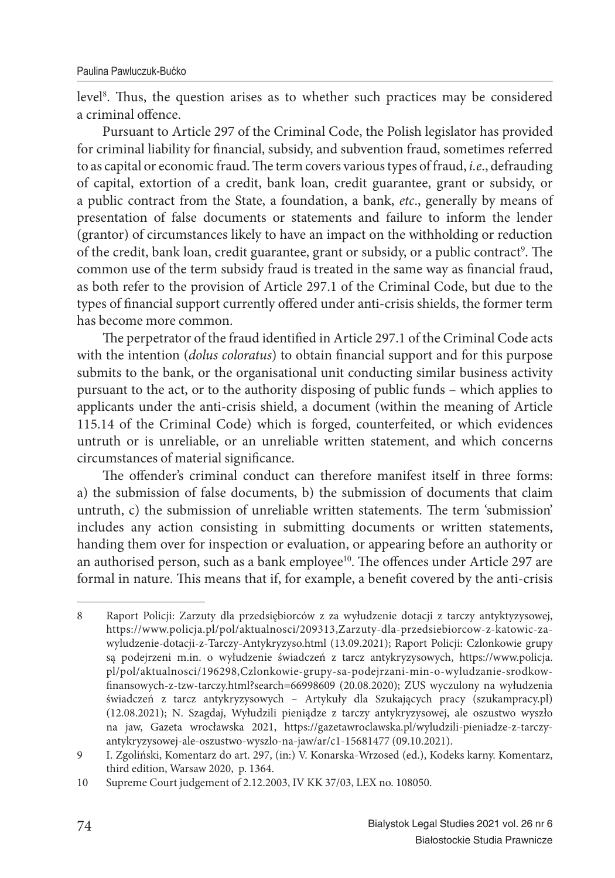level[8]. Thus, the question arises as to whether such practices may be considered a criminal offence.

Pursuant to Article 297 of the Criminal Code, the Polish legislator has provided for criminal liability for financial, subsidy, and subvention fraud, sometimes referred to as capital or economic fraud. The term covers various types of fraud, *i.e.*, defrauding of capital, extortion of a credit, bank loan, credit guarantee, grant or subsidy, or a public contract from the State, a foundation, a bank, *etc*., generally by means of presentation of false documents or statements and failure to inform the lender (grantor) of circumstances likely to have an impact on the withholding or reduction of the credit, bank loan, credit guarantee, grant or subsidy, or a public contract[9]. The common use of the term subsidy fraud is treated in the same way as financial fraud, as both refer to the provision of Article 297.1 of the Criminal Code, but due to the types of financial support currently offered under anti-crisis shields, the former term has become more common.

The perpetrator of the fraud identified in Article 297.1 of the Criminal Code acts with the intention (*dolus coloratus*) to obtain financial support and for this purpose submits to the bank, or the organisational unit conducting similar business activity pursuant to the act, or to the authority disposing of public funds – which applies to applicants under the anti-crisis shield, a document (within the meaning of Article 115.14 of the Criminal Code) which is forged, counterfeited, or which evidences untruth or is unreliable, or an unreliable written statement, and which concerns circumstances of material significance.

The offender's criminal conduct can therefore manifest itself in three forms: a) the submission of false documents, b) the submission of documents that claim untruth, c) the submission of unreliable written statements. The term 'submission' includes any action consisting in submitting documents or written statements, handing them over for inspection or evaluation, or appearing before an authority or an authorised person, such as a bank employee[10]. The offences under Article 297 are formal in nature. This means that if, for example, a benefit covered by the anti-crisis

---

8 Raport Policji: Zarzuty dla przedsiębiorców z za wyłudzenie dotacji z tarczy antyktyzysowej, https://www.policja.pl/pol/aktualnosci/209313,Zarzuty-dla-przedsiebiorcow-z-katowic-za-wyludzenie-dotacji-z-Tarczy-Antykryzyso.html (13.09.2021); Raport Policji: Czlonkowie grupy są podejrzeni m.in. o wyłudzenie świadczeń z tarcz antykryzysowych, https://www.policja.pl/pol/aktualnosci/196298,Czlonkowie-grupy-sa-podejrzani-min-o-wyludzanie-srodkow-finansowych-z-tzw-tarczy.html?search=66998609 (20.08.2020); ZUS wyczulony na wyłudzenia świadczeń z tarcz antykryzysowych – Artykuły dla Szukających pracy (szukampracy.pl) (12.08.2021); N. Szagdaj, Wyłudzili pieniądze z tarczy antykryzysowej, ale oszustwo wyszło na jaw, Gazeta wrocławska 2021, https://gazetawroclawska.pl/wyludzili-pieniadze-z-tarczy-antykryzysowej-ale-oszustwo-wyszlo-na-jaw/ar/c1-15681477 (09.10.2021).

9 I. Zgoliński, Komentarz do art. 297, (in:) V. Konarska-Wrzosed (ed.), Kodeks karny. Komentarz, third edition, Warsaw 2020, p. 1364.

10 Supreme Court judgement of 2.12.2003, IV KK 37/03, LEX no. 108050.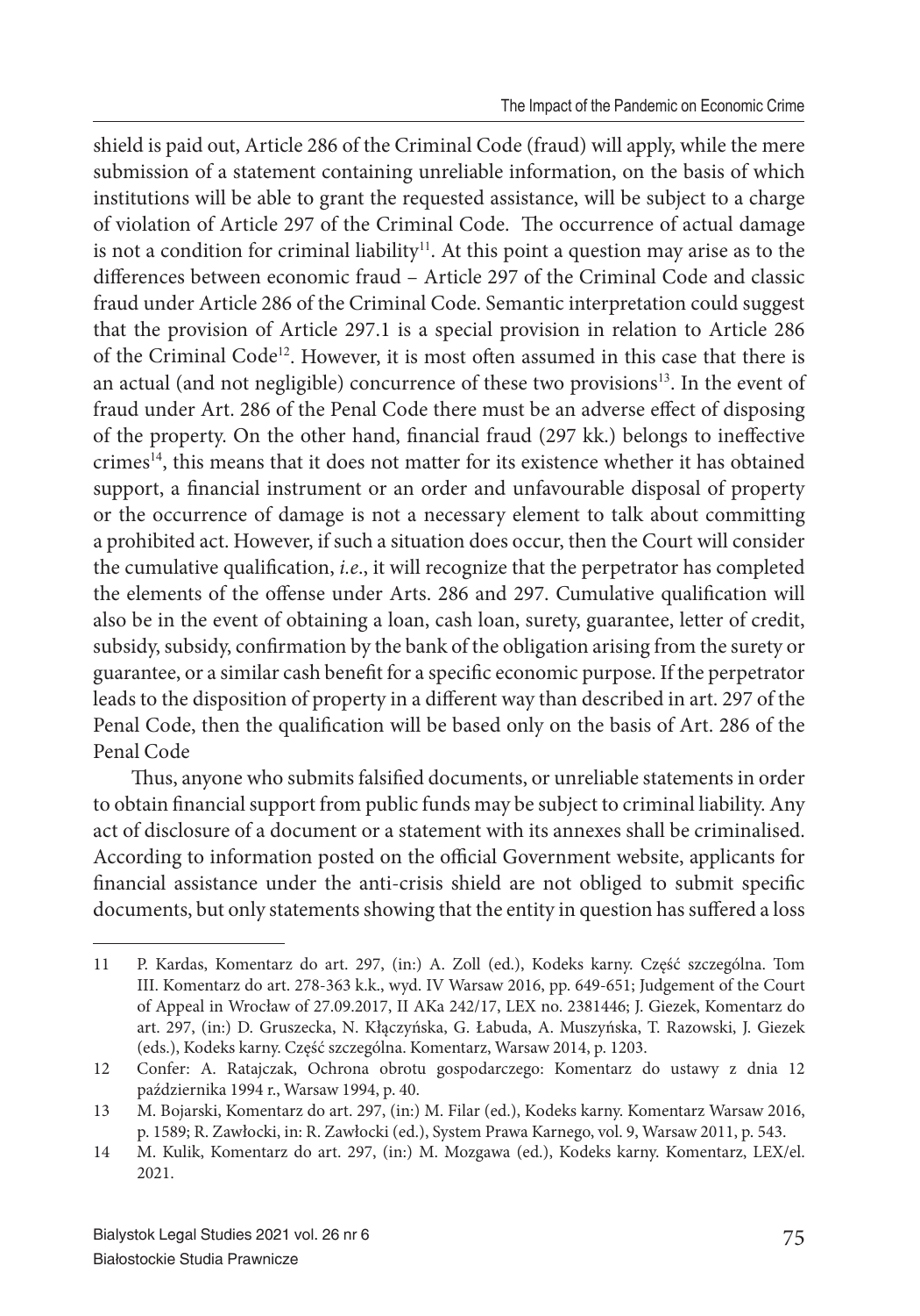shield is paid out, Article 286 of the Criminal Code (fraud) will apply, while the mere submission of a statement containing unreliable information, on the basis of which institutions will be able to grant the requested assistance, will be subject to a charge of violation of Article 297 of the Criminal Code. The occurrence of actual damage is not a condition for criminal liability[11]. At this point a question may arise as to the differences between economic fraud – Article 297 of the Criminal Code and classic fraud under Article 286 of the Criminal Code. Semantic interpretation could suggest that the provision of Article 297.1 is a special provision in relation to Article 286 of the Criminal Code[12]. However, it is most often assumed in this case that there is an actual (and not negligible) concurrence of these two provisions[13]. In the event of fraud under Art. 286 of the Penal Code there must be an adverse effect of disposing of the property. On the other hand, financial fraud (297 kk.) belongs to ineffective crimes[14], this means that it does not matter for its existence whether it has obtained support, a financial instrument or an order and unfavourable disposal of property or the occurrence of damage is not a necessary element to talk about committing a prohibited act. However, if such a situation does occur, then the Court will consider the cumulative qualification, *i.e*., it will recognize that the perpetrator has completed the elements of the offense under Arts. 286 and 297. Cumulative qualification will also be in the event of obtaining a loan, cash loan, surety, guarantee, letter of credit, subsidy, subsidy, confirmation by the bank of the obligation arising from the surety or guarantee, or a similar cash benefit for a specific economic purpose. If the perpetrator leads to the disposition of property in a different way than described in art. 297 of the Penal Code, then the qualification will be based only on the basis of Art. 286 of the Penal Code

Thus, anyone who submits falsified documents, or unreliable statements in order to obtain financial support from public funds may be subject to criminal liability. Any act of disclosure of a document or a statement with its annexes shall be criminalised. According to information posted on the official Government website, applicants for financial assistance under the anti-crisis shield are not obliged to submit specific documents, but only statements showing that the entity in question has suffered a loss

---

11 P. Kardas, Komentarz do art. 297, (in:) A. Zoll (ed.), Kodeks karny. Część szczególna. Tom III. Komentarz do art. 278-363 k.k., wyd. IV Warsaw 2016, pp. 649-651; Judgement of the Court of Appeal in Wrocław of 27.09.2017, II AKa 242/17, LEX no. 2381446; J. Giezek, Komentarz do art. 297, (in:) D. Gruszecka, N. Kłączyńska, G. Łabuda, A. Muszyńska, T. Razowski, J. Giezek (eds.), Kodeks karny. Część szczególna. Komentarz, Warsaw 2014, p. 1203.

12 Confer: A. Ratajczak, Ochrona obrotu gospodarczego: Komentarz do ustawy z dnia 12 października 1994 r., Warsaw 1994, p. 40.

13 M. Bojarski, Komentarz do art. 297, (in:) M. Filar (ed.), Kodeks karny. Komentarz Warsaw 2016, p. 1589; R. Zawłocki, in: R. Zawłocki (ed.), System Prawa Karnego, vol. 9, Warsaw 2011, p. 543.

14 M. Kulik, Komentarz do art. 297, (in:) M. Mozgawa (ed.), Kodeks karny. Komentarz, LEX/el. 2021.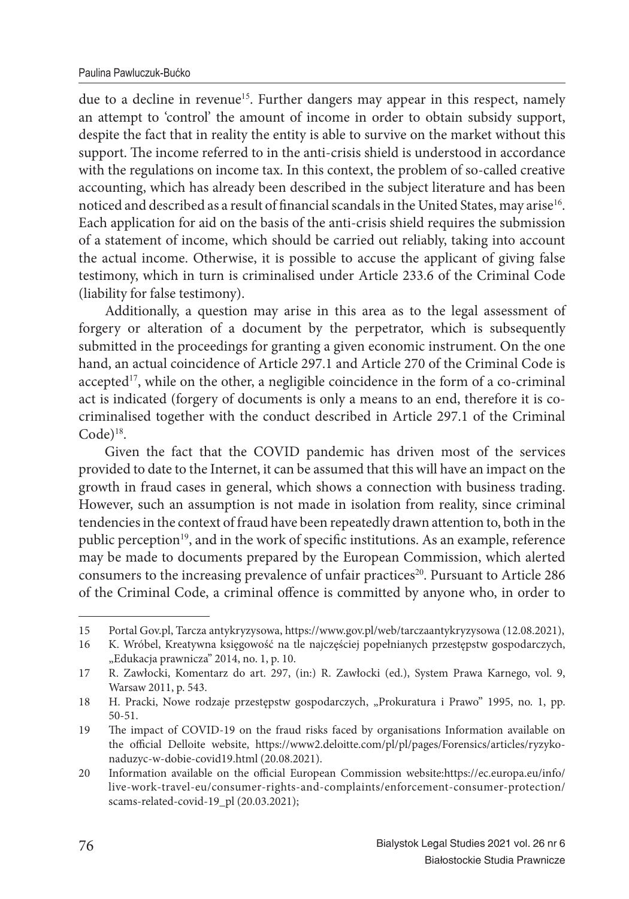due to a decline in revenue[15]. Further dangers may appear in this respect, namely an attempt to 'control' the amount of income in order to obtain subsidy support, despite the fact that in reality the entity is able to survive on the market without this support. The income referred to in the anti-crisis shield is understood in accordance with the regulations on income tax. In this context, the problem of so-called creative accounting, which has already been described in the subject literature and has been noticed and described as a result of financial scandals in the United States, may arise[16]. Each application for aid on the basis of the anti-crisis shield requires the submission of a statement of income, which should be carried out reliably, taking into account the actual income. Otherwise, it is possible to accuse the applicant of giving false testimony, which in turn is criminalised under Article 233.6 of the Criminal Code (liability for false testimony).

Additionally, a question may arise in this area as to the legal assessment of forgery or alteration of a document by the perpetrator, which is subsequently submitted in the proceedings for granting a given economic instrument. On the one hand, an actual coincidence of Article 297.1 and Article 270 of the Criminal Code is accepted[17], while on the other, a negligible coincidence in the form of a co-criminal act is indicated (forgery of documents is only a means to an end, therefore it is co-criminalised together with the conduct described in Article 297.1 of the Criminal Code)[18].

Given the fact that the COVID pandemic has driven most of the services provided to date to the Internet, it can be assumed that this will have an impact on the growth in fraud cases in general, which shows a connection with business trading. However, such an assumption is not made in isolation from reality, since criminal tendencies in the context of fraud have been repeatedly drawn attention to, both in the public perception[19], and in the work of specific institutions. As an example, reference may be made to documents prepared by the European Commission, which alerted consumers to the increasing prevalence of unfair practices[20]. Pursuant to Article 286 of the Criminal Code, a criminal offence is committed by anyone who, in order to

---

15 Portal Gov.pl, Tarcza antykryzysowa, https://www.gov.pl/web/tarczaantykryzysowa (12.08.2021),

16 K. Wróbel, Kreatywna księgowość na tle najczęściej popełnianych przestępstw gospodarczych, „Edukacja prawnicza" 2014, no. 1, p. 10.

17 R. Zawłocki, Komentarz do art. 297, (in:) R. Zawłocki (ed.), System Prawa Karnego, vol. 9, Warsaw 2011, p. 543.

18 H. Pracki, Nowe rodzaje przestępstw gospodarczych, „Prokuratura i Prawo" 1995, no. 1, pp. 50-51.

19 The impact of COVID-19 on the fraud risks faced by organisations Information available on the official Delloite website, https://www2.deloitte.com/pl/pl/pages/Forensics/articles/ryzyko-naduzyc-w-dobie-covid19.html (20.08.2021).

20 Information available on the official European Commission website:https://ec.europa.eu/info/live-work-travel-eu/consumer-rights-and-complaints/enforcement-consumer-protection/scams-related-covid-19_pl (20.03.2021);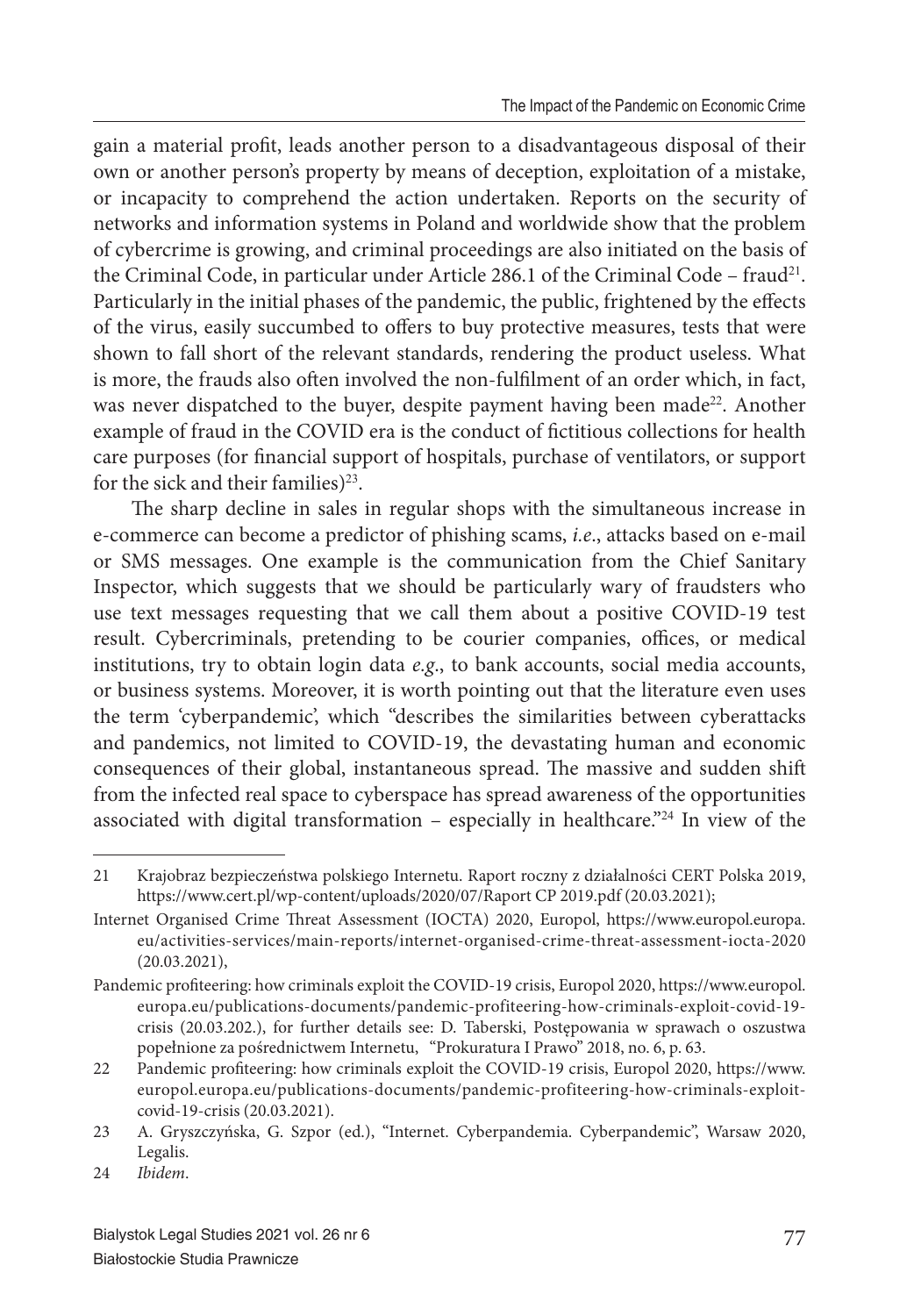gain a material profit, leads another person to a disadvantageous disposal of their own or another person's property by means of deception, exploitation of a mistake, or incapacity to comprehend the action undertaken. Reports on the security of networks and information systems in Poland and worldwide show that the problem of cybercrime is growing, and criminal proceedings are also initiated on the basis of the Criminal Code, in particular under Article 286.1 of the Criminal Code – fraud[21]. Particularly in the initial phases of the pandemic, the public, frightened by the effects of the virus, easily succumbed to offers to buy protective measures, tests that were shown to fall short of the relevant standards, rendering the product useless. What is more, the frauds also often involved the non-fulfilment of an order which, in fact, was never dispatched to the buyer, despite payment having been made[22]. Another example of fraud in the COVID era is the conduct of fictitious collections for health care purposes (for financial support of hospitals, purchase of ventilators, or support for the sick and their families)[23].

The sharp decline in sales in regular shops with the simultaneous increase in e-commerce can become a predictor of phishing scams, *i.e.*, attacks based on e-mail or SMS messages. One example is the communication from the Chief Sanitary Inspector, which suggests that we should be particularly wary of fraudsters who use text messages requesting that we call them about a positive COVID-19 test result. Cybercriminals, pretending to be courier companies, offices, or medical institutions, try to obtain login data *e.g.*, to bank accounts, social media accounts, or business systems. Moreover, it is worth pointing out that the literature even uses the term 'cyberpandemic', which "describes the similarities between cyberattacks and pandemics, not limited to COVID-19, the devastating human and economic consequences of their global, instantaneous spread. The massive and sudden shift from the infected real space to cyberspace has spread awareness of the opportunities associated with digital transformation – especially in healthcare."[24] In view of the

---

21 Krajobraz bezpieczeństwa polskiego Internetu. Raport roczny z działalności CERT Polska 2019, https://www.cert.pl/wp-content/uploads/2020/07/Raport CP 2019.pdf (20.03.2021);

Internet Organised Crime Threat Assessment (IOCTA) 2020, Europol, https://www.europol.europa.eu/activities-services/main-reports/internet-organised-crime-threat-assessment-iocta-2020 (20.03.2021),

Pandemic profiteering: how criminals exploit the COVID-19 crisis, Europol 2020, https://www.europol.europa.eu/publications-documents/pandemic-profiteering-how-criminals-exploit-covid-19-crisis (20.03.202.), for further details see: D. Taberski, Postępowania w sprawach o oszustwa popełnione za pośrednictwem Internetu, "Prokuratura I Prawo" 2018, no. 6, p. 63.

22 Pandemic profiteering: how criminals exploit the COVID-19 crisis, Europol 2020, https://www.europol.europa.eu/publications-documents/pandemic-profiteering-how-criminals-exploit-covid-19-crisis (20.03.2021).

23 A. Gryszczyńska, G. Szpor (ed.), "Internet. Cyberpandemia. Cyberpandemic", Warsaw 2020, Legalis.

24 *Ibidem*.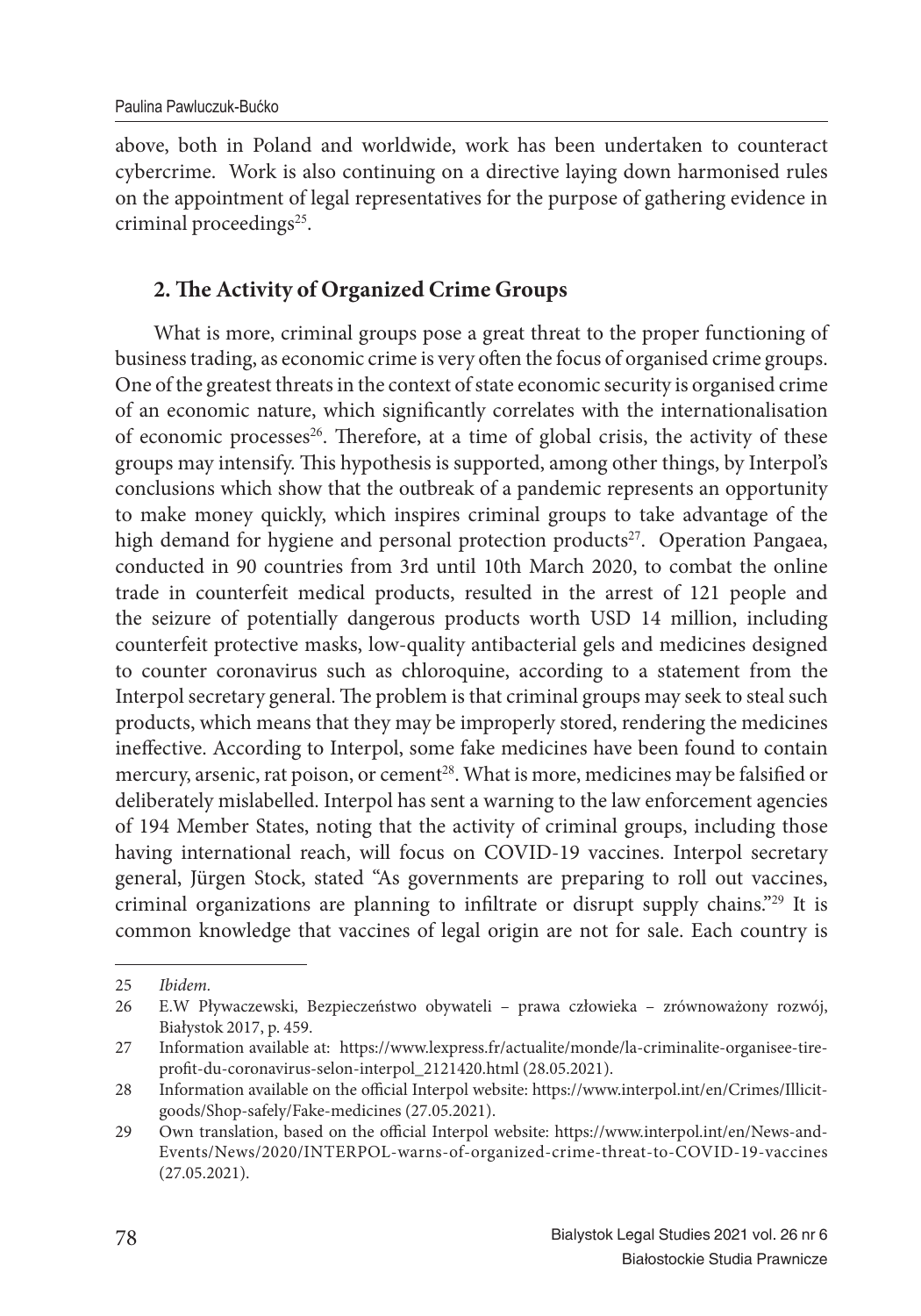above, both in Poland and worldwide, work has been undertaken to counteract cybercrime. Work is also continuing on a directive laying down harmonised rules on the appointment of legal representatives for the purpose of gathering evidence in criminal proceedings[25].

## 2. The Activity of Organized Crime Groups

What is more, criminal groups pose a great threat to the proper functioning of business trading, as economic crime is very often the focus of organised crime groups. One of the greatest threats in the context of state economic security is organised crime of an economic nature, which significantly correlates with the internationalisation of economic processes[26]. Therefore, at a time of global crisis, the activity of these groups may intensify. This hypothesis is supported, among other things, by Interpol's conclusions which show that the outbreak of a pandemic represents an opportunity to make money quickly, which inspires criminal groups to take advantage of the high demand for hygiene and personal protection products[27]. Operation Pangaea, conducted in 90 countries from 3rd until 10th March 2020, to combat the online trade in counterfeit medical products, resulted in the arrest of 121 people and the seizure of potentially dangerous products worth USD 14 million, including counterfeit protective masks, low-quality antibacterial gels and medicines designed to counter coronavirus such as chloroquine, according to a statement from the Interpol secretary general. The problem is that criminal groups may seek to steal such products, which means that they may be improperly stored, rendering the medicines ineffective. According to Interpol, some fake medicines have been found to contain mercury, arsenic, rat poison, or cement[28]. What is more, medicines may be falsified or deliberately mislabelled. Interpol has sent a warning to the law enforcement agencies of 194 Member States, noting that the activity of criminal groups, including those having international reach, will focus on COVID-19 vaccines. Interpol secretary general, Jürgen Stock, stated "As governments are preparing to roll out vaccines, criminal organizations are planning to infiltrate or disrupt supply chains."[29] It is common knowledge that vaccines of legal origin are not for sale. Each country is

---

25 *Ibidem.*

26 E.W Pływaczewski, Bezpieczeństwo obywateli – prawa człowieka – zrównoważony rozwój, Białystok 2017, p. 459.

27 Information available at: https://www.lexpress.fr/actualite/monde/la-criminalite-organisee-tire-profit-du-coronavirus-selon-interpol_2121420.html (28.05.2021).

28 Information available on the official Interpol website: https://www.interpol.int/en/Crimes/Illicit-goods/Shop-safely/Fake-medicines (27.05.2021).

29 Own translation, based on the official Interpol website: https://www.interpol.int/en/News-and-Events/News/2020/INTERPOL-warns-of-organized-crime-threat-to-COVID-19-vaccines (27.05.2021).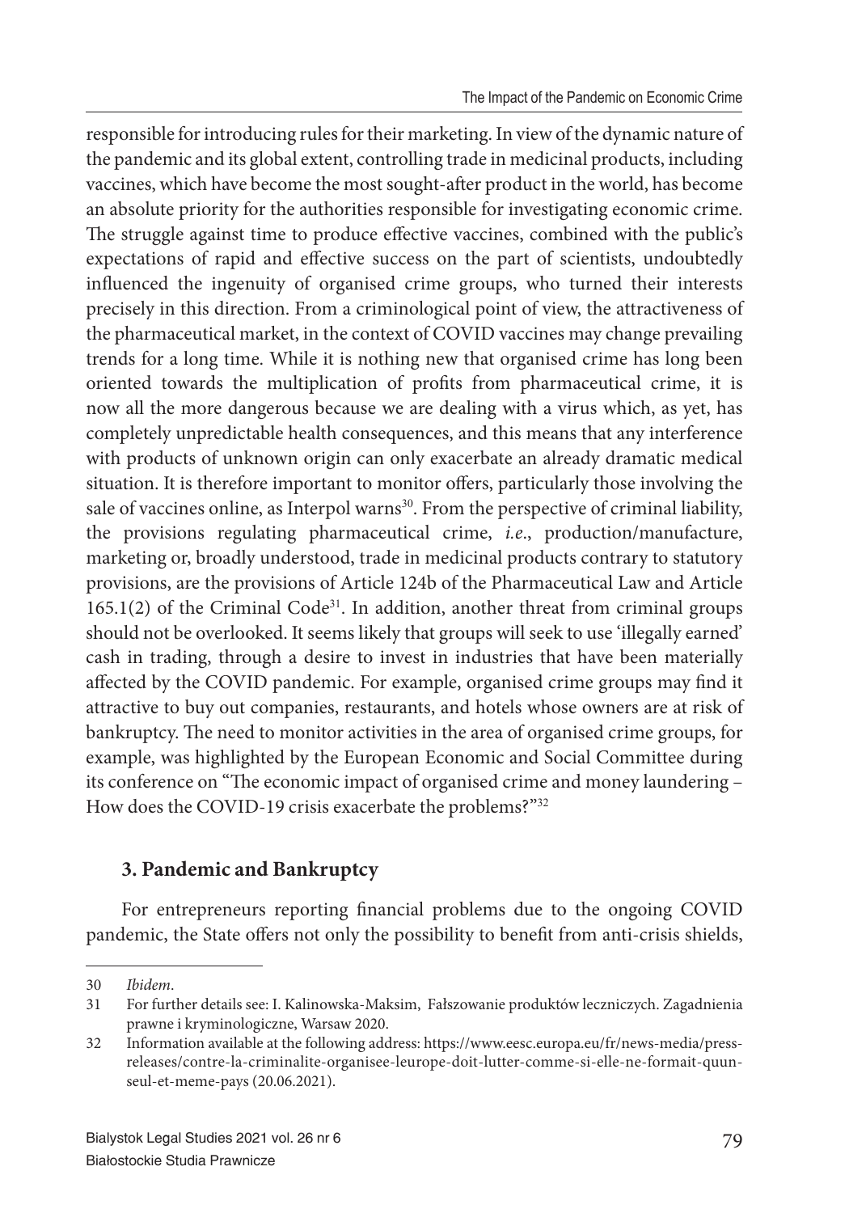responsible for introducing rules for their marketing. In view of the dynamic nature of the pandemic and its global extent, controlling trade in medicinal products, including vaccines, which have become the most sought-after product in the world, has become an absolute priority for the authorities responsible for investigating economic crime. The struggle against time to produce effective vaccines, combined with the public's expectations of rapid and effective success on the part of scientists, undoubtedly influenced the ingenuity of organised crime groups, who turned their interests precisely in this direction. From a criminological point of view, the attractiveness of the pharmaceutical market, in the context of COVID vaccines may change prevailing trends for a long time. While it is nothing new that organised crime has long been oriented towards the multiplication of profits from pharmaceutical crime, it is now all the more dangerous because we are dealing with a virus which, as yet, has completely unpredictable health consequences, and this means that any interference with products of unknown origin can only exacerbate an already dramatic medical situation. It is therefore important to monitor offers, particularly those involving the sale of vaccines online, as Interpol warns[30]. From the perspective of criminal liability, the provisions regulating pharmaceutical crime, *i.e.*, production/manufacture, marketing or, broadly understood, trade in medicinal products contrary to statutory provisions, are the provisions of Article 124b of the Pharmaceutical Law and Article 165.1(2) of the Criminal Code[31]. In addition, another threat from criminal groups should not be overlooked. It seems likely that groups will seek to use 'illegally earned' cash in trading, through a desire to invest in industries that have been materially affected by the COVID pandemic. For example, organised crime groups may find it attractive to buy out companies, restaurants, and hotels whose owners are at risk of bankruptcy. The need to monitor activities in the area of organised crime groups, for example, was highlighted by the European Economic and Social Committee during its conference on "The economic impact of organised crime and money laundering – How does the COVID-19 crisis exacerbate the problems?"[32]

## 3. Pandemic and Bankruptcy

For entrepreneurs reporting financial problems due to the ongoing COVID pandemic, the State offers not only the possibility to benefit from anti-crisis shields,

---

30 *Ibidem*.

31 For further details see: I. Kalinowska-Maksim, Fałszowanie produktów leczniczych. Zagadnienia prawne i kryminologiczne, Warsaw 2020.

32 Information available at the following address: https://www.eesc.europa.eu/fr/news-media/press-releases/contre-la-criminalite-organisee-leurope-doit-lutter-comme-si-elle-ne-formait-quun-seul-et-meme-pays (20.06.2021).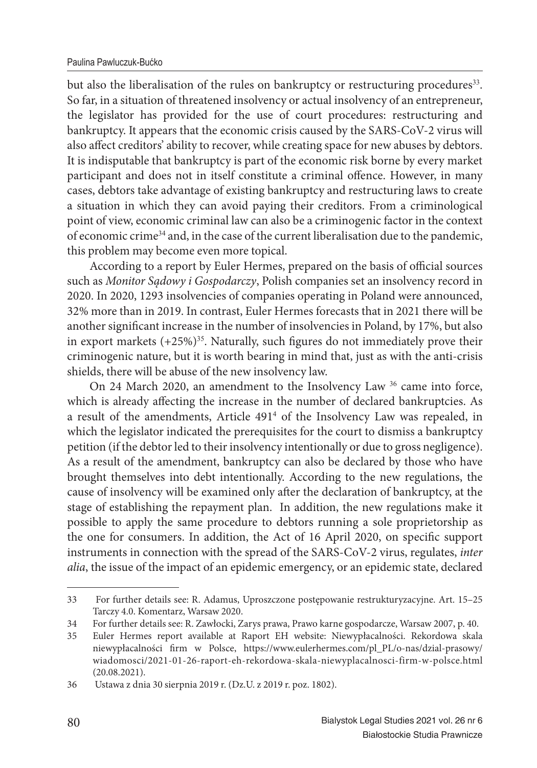but also the liberalisation of the rules on bankruptcy or restructuring procedures[33]. So far, in a situation of threatened insolvency or actual insolvency of an entrepreneur, the legislator has provided for the use of court procedures: restructuring and bankruptcy. It appears that the economic crisis caused by the SARS-CoV-2 virus will also affect creditors' ability to recover, while creating space for new abuses by debtors. It is indisputable that bankruptcy is part of the economic risk borne by every market participant and does not in itself constitute a criminal offence. However, in many cases, debtors take advantage of existing bankruptcy and restructuring laws to create a situation in which they can avoid paying their creditors. From a criminological point of view, economic criminal law can also be a criminogenic factor in the context of economic crime[34] and, in the case of the current liberalisation due to the pandemic, this problem may become even more topical.

According to a report by Euler Hermes, prepared on the basis of official sources such as *Monitor Sądowy i Gospodarczy*, Polish companies set an insolvency record in 2020. In 2020, 1293 insolvencies of companies operating in Poland were announced, 32% more than in 2019. In contrast, Euler Hermes forecasts that in 2021 there will be another significant increase in the number of insolvencies in Poland, by 17%, but also in export markets (+25%)[35]. Naturally, such figures do not immediately prove their criminogenic nature, but it is worth bearing in mind that, just as with the anti-crisis shields, there will be abuse of the new insolvency law.

On 24 March 2020, an amendment to the Insolvency Law [36] came into force, which is already affecting the increase in the number of declared bankruptcies. As a result of the amendments, Article $491^4$ of the Insolvency Law was repealed, in which the legislator indicated the prerequisites for the court to dismiss a bankruptcy petition (if the debtor led to their insolvency intentionally or due to gross negligence). As a result of the amendment, bankruptcy can also be declared by those who have brought themselves into debt intentionally. According to the new regulations, the cause of insolvency will be examined only after the declaration of bankruptcy, at the stage of establishing the repayment plan. In addition, the new regulations make it possible to apply the same procedure to debtors running a sole proprietorship as the one for consumers. In addition, the Act of 16 April 2020, on specific support instruments in connection with the spread of the SARS-CoV-2 virus, regulates, *inter alia*, the issue of the impact of an epidemic emergency, or an epidemic state, declared

---

33 For further details see: R. Adamus, Uproszczone postępowanie restrukturyzacyjne. Art. 15–25 Tarczy 4.0. Komentarz, Warsaw 2020.

34 For further details see: R. Zawłocki, Zarys prawa, Prawo karne gospodarcze, Warsaw 2007, p. 40.

35 Euler Hermes report available at Raport EH website: Niewypłacalności. Rekordowa skala niewypłacalności firm w Polsce, https://www.eulerhermes.com/pl_PL/o-nas/dzial-prasowy/wiadomosci/2021-01-26-raport-eh-rekordowa-skala-niewyplacalnosci-firm-w-polsce.html (20.08.2021).

36 Ustawa z dnia 30 sierpnia 2019 r. (Dz.U. z 2019 r. poz. 1802).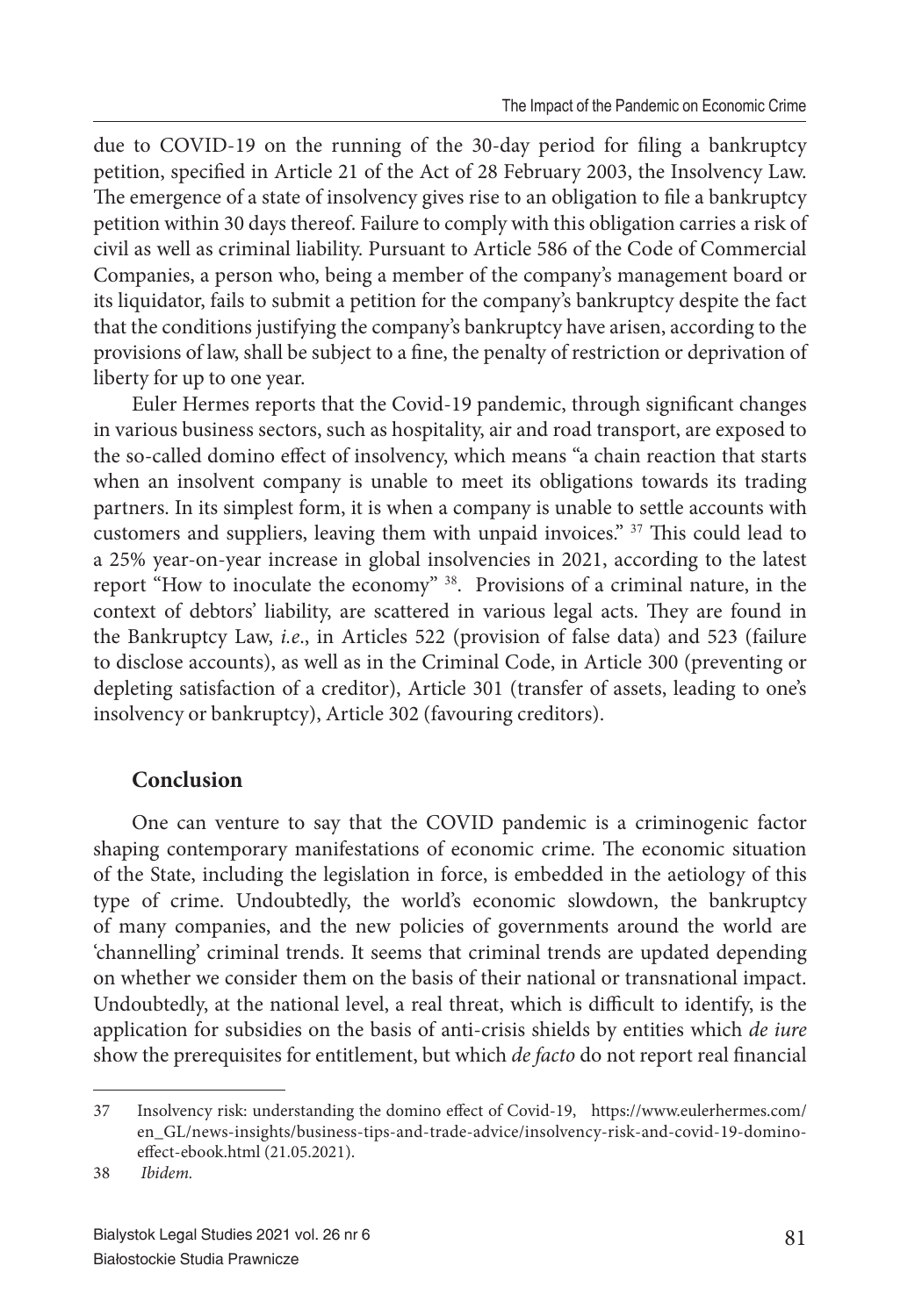due to COVID-19 on the running of the 30-day period for filing a bankruptcy petition, specified in Article 21 of the Act of 28 February 2003, the Insolvency Law. The emergence of a state of insolvency gives rise to an obligation to file a bankruptcy petition within 30 days thereof. Failure to comply with this obligation carries a risk of civil as well as criminal liability. Pursuant to Article 586 of the Code of Commercial Companies, a person who, being a member of the company's management board or its liquidator, fails to submit a petition for the company's bankruptcy despite the fact that the conditions justifying the company's bankruptcy have arisen, according to the provisions of law, shall be subject to a fine, the penalty of restriction or deprivation of liberty for up to one year.

Euler Hermes reports that the Covid-19 pandemic, through significant changes in various business sectors, such as hospitality, air and road transport, are exposed to the so-called domino effect of insolvency, which means "a chain reaction that starts when an insolvent company is unable to meet its obligations towards its trading partners. In its simplest form, it is when a company is unable to settle accounts with customers and suppliers, leaving them with unpaid invoices." [37] This could lead to a 25% year-on-year increase in global insolvencies in 2021, according to the latest report "How to inoculate the economy" [38]. Provisions of a criminal nature, in the context of debtors' liability, are scattered in various legal acts. They are found in the Bankruptcy Law, *i.e*., in Articles 522 (provision of false data) and 523 (failure to disclose accounts), as well as in the Criminal Code, in Article 300 (preventing or depleting satisfaction of a creditor), Article 301 (transfer of assets, leading to one's insolvency or bankruptcy), Article 302 (favouring creditors).

## Conclusion

One can venture to say that the COVID pandemic is a criminogenic factor shaping contemporary manifestations of economic crime. The economic situation of the State, including the legislation in force, is embedded in the aetiology of this type of crime. Undoubtedly, the world's economic slowdown, the bankruptcy of many companies, and the new policies of governments around the world are 'channelling' criminal trends. It seems that criminal trends are updated depending on whether we consider them on the basis of their national or transnational impact. Undoubtedly, at the national level, a real threat, which is difficult to identify, is the application for subsidies on the basis of anti-crisis shields by entities which *de iure* show the prerequisites for entitlement, but which *de facto* do not report real financial

---

37 Insolvency risk: understanding the domino effect of Covid-19, https://www.eulerhermes.com/en_GL/news-insights/business-tips-and-trade-advice/insolvency-risk-and-covid-19-domino-effect-ebook.html (21.05.2021).

38 *Ibidem.*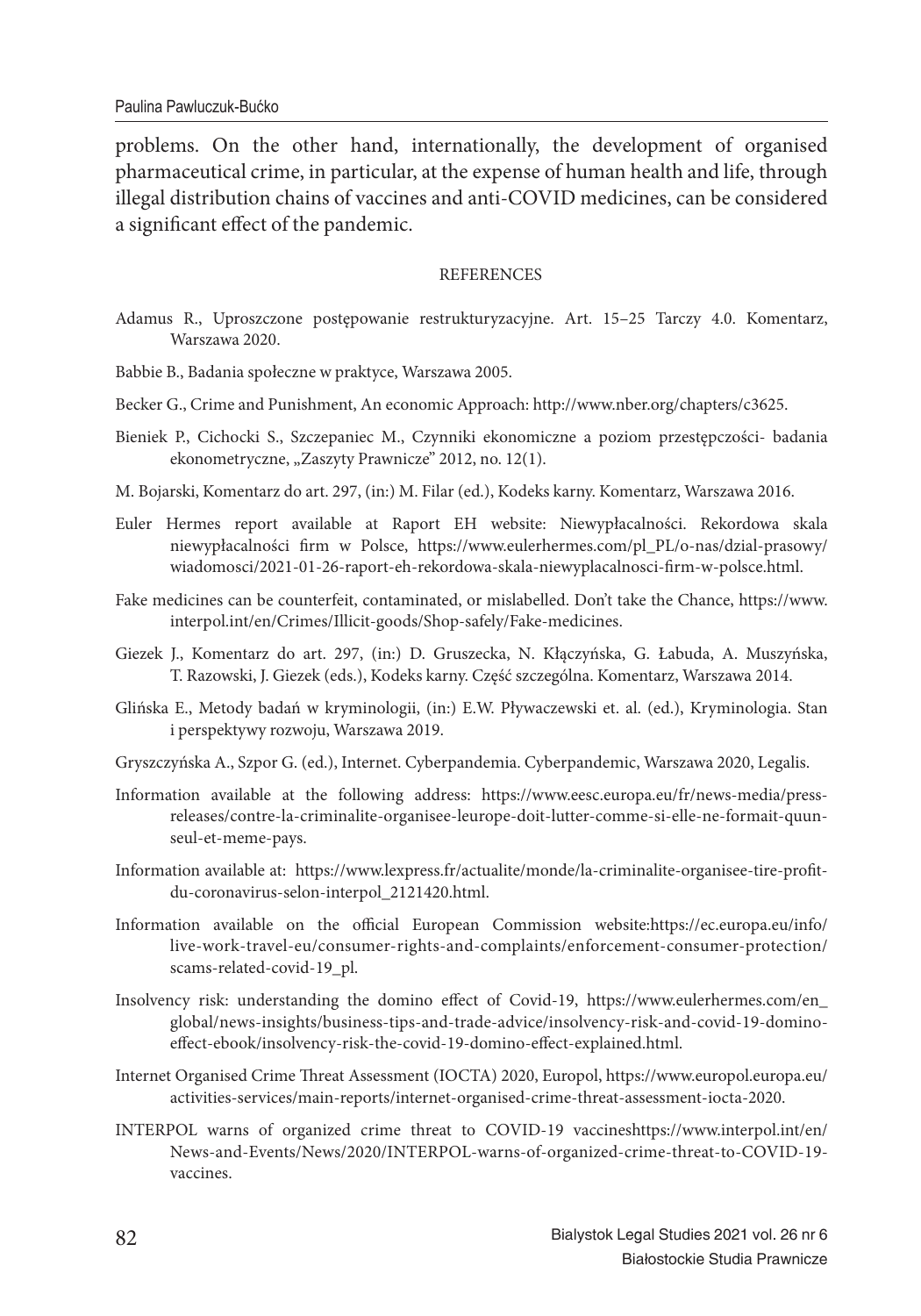problems. On the other hand, internationally, the development of organised pharmaceutical crime, in particular, at the expense of human health and life, through illegal distribution chains of vaccines and anti-COVID medicines, can be considered a significant effect of the pandemic.

## REFERENCES

Adamus R., Uproszczone postępowanie restrukturyzacyjne. Art. 15–25 Tarczy 4.0. Komentarz, Warszawa 2020.

Babbie B., Badania społeczne w praktyce, Warszawa 2005.

Becker G., Crime and Punishment, An economic Approach: http://www.nber.org/chapters/c3625.

Bieniek P., Cichocki S., Szczepaniec M., Czynniki ekonomiczne a poziom przestępczości- badania ekonometryczne, „Zaszyty Prawnicze" 2012, no. 12(1).

M. Bojarski, Komentarz do art. 297, (in:) M. Filar (ed.), Kodeks karny. Komentarz, Warszawa 2016.

Euler Hermes report available at Raport EH website: Niewypłacalności. Rekordowa skala niewypłacalności firm w Polsce, https://www.eulerhermes.com/pl_PL/o-nas/dzial-prasowy/wiadomosci/2021-01-26-raport-eh-rekordowa-skala-niewyplacalnosci-firm-w-polsce.html.

Fake medicines can be counterfeit, contaminated, or mislabelled. Don't take the Chance, https://www.interpol.int/en/Crimes/Illicit-goods/Shop-safely/Fake-medicines.

Giezek J., Komentarz do art. 297, (in:) D. Gruszecka, N. Kłączyńska, G. Łabuda, A. Muszyńska, T. Razowski, J. Giezek (eds.), Kodeks karny. Część szczególna. Komentarz, Warszawa 2014.

Glińska E., Metody badań w kryminologii, (in:) E.W. Pływaczewski et. al. (ed.), Kryminologia. Stan i perspektywy rozwoju, Warszawa 2019.

Gryszczyńska A., Szpor G. (ed.), Internet. Cyberpandemia. Cyberpandemic, Warszawa 2020, Legalis.

Information available at the following address: https://www.eesc.europa.eu/fr/news-media/press-releases/contre-la-criminalite-organisee-leurope-doit-lutter-comme-si-elle-ne-formait-quun-seul-et-meme-pays.

Information available at: https://www.lexpress.fr/actualite/monde/la-criminalite-organisee-tire-profit-du-coronavirus-selon-interpol_2121420.html.

Information available on the official European Commission website:https://ec.europa.eu/info/live-work-travel-eu/consumer-rights-and-complaints/enforcement-consumer-protection/scams-related-covid-19_pl.

Insolvency risk: understanding the domino effect of Covid-19, https://www.eulerhermes.com/en_global/news-insights/business-tips-and-trade-advice/insolvency-risk-and-covid-19-domino-effect-ebook/insolvency-risk-the-covid-19-domino-effect-explained.html.

Internet Organised Crime Threat Assessment (IOCTA) 2020, Europol, https://www.europol.europa.eu/activities-services/main-reports/internet-organised-crime-threat-assessment-iocta-2020.

INTERPOL warns of organized crime threat to COVID-19 vaccineshttps://www.interpol.int/en/News-and-Events/News/2020/INTERPOL-warns-of-organized-crime-threat-to-COVID-19-vaccines.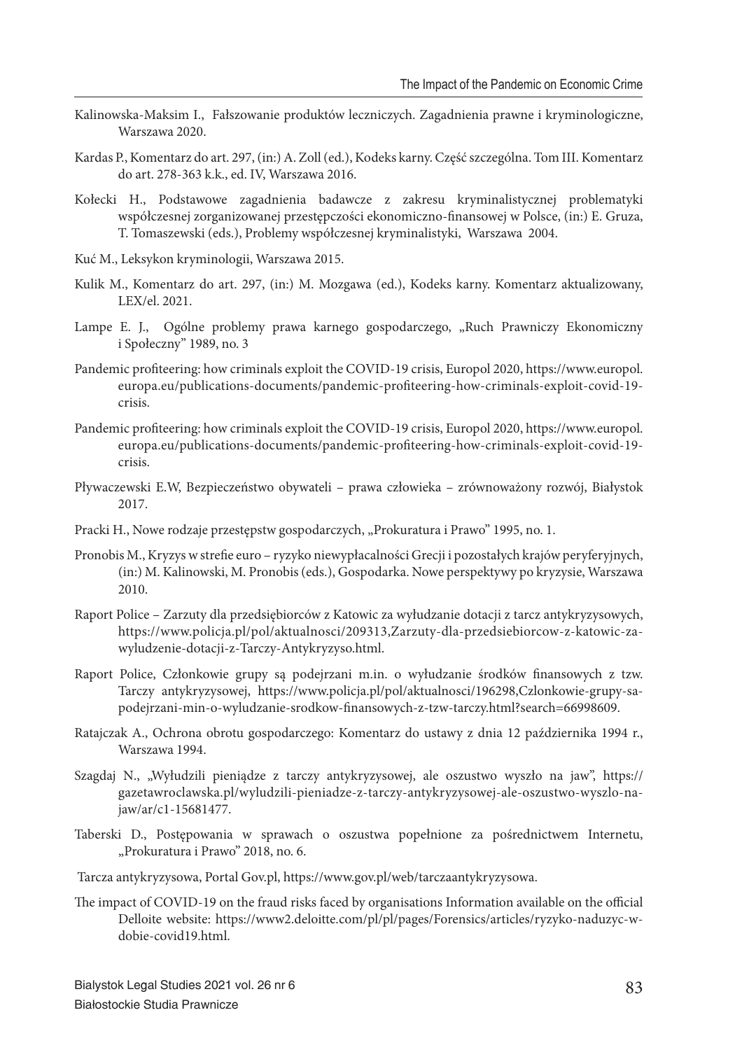Kalinowska-Maksim I., Fałszowanie produktów leczniczych. Zagadnienia prawne i kryminologiczne, Warszawa 2020.

Kardas P., Komentarz do art. 297, (in:) A. Zoll (ed.), Kodeks karny. Część szczególna. Tom III. Komentarz do art. 278-363 k.k., ed. IV, Warszawa 2016.

Kołecki H., Podstawowe zagadnienia badawcze z zakresu kryminalistycznej problematyki współczesnej zorganizowanej przestępczości ekonomiczno-finansowej w Polsce, (in:) E. Gruza, T. Tomaszewski (eds.), Problemy współczesnej kryminalistyki, Warszawa 2004.

Kuć M., Leksykon kryminologii, Warszawa 2015.

Kulik M., Komentarz do art. 297, (in:) M. Mozgawa (ed.), Kodeks karny. Komentarz aktualizowany, LEX/el. 2021.

Lampe E. J., Ogólne problemy prawa karnego gospodarczego, „Ruch Prawniczy Ekonomiczny i Społeczny" 1989, no. 3

Pandemic profiteering: how criminals exploit the COVID-19 crisis, Europol 2020, https://www.europol.europa.eu/publications-documents/pandemic-profiteering-how-criminals-exploit-covid-19-crisis.

Pandemic profiteering: how criminals exploit the COVID-19 crisis, Europol 2020, https://www.europol.europa.eu/publications-documents/pandemic-profiteering-how-criminals-exploit-covid-19-crisis.

Pływaczewski E.W, Bezpieczeństwo obywateli – prawa człowieka – zrównoważony rozwój, Białystok 2017.

Pracki H., Nowe rodzaje przestępstw gospodarczych, „Prokuratura i Prawo" 1995, no. 1.

Pronobis M., Kryzys w strefie euro – ryzyko niewypłacalności Grecji i pozostałych krajów peryferyjnych, (in:) M. Kalinowski, M. Pronobis (eds.), Gospodarka. Nowe perspektywy po kryzysie, Warszawa 2010.

Raport Police – Zarzuty dla przedsiębiorców z Katowic za wyłudzanie dotacji z tarcz antykryzysowych, https://www.policja.pl/pol/aktualnosci/209313,Zarzuty-dla-przedsiebiorcow-z-katowic-za-wyludzenie-dotacji-z-Tarczy-Antykryzyso.html.

Raport Police, Członkowie grupy są podejrzani m.in. o wyłudzanie środków finansowych z tzw. Tarczy antykryzysowej, https://www.policja.pl/pol/aktualnosci/196298,Czlonkowie-grupy-sa-podejrzani-min-o-wyludzanie-srodkow-finansowych-z-tzw-tarczy.html?search=66998609.

Ratajczak A., Ochrona obrotu gospodarczego: Komentarz do ustawy z dnia 12 października 1994 r., Warszawa 1994.

Szagdaj N., „Wyłudzili pieniądze z tarczy antykryzysowej, ale oszustwo wyszło na jaw", https://gazetawroclawska.pl/wyludzili-pieniadze-z-tarczy-antykryzysowej-ale-oszustwo-wyszlo-na-jaw/ar/c1-15681477.

Taberski D., Postępowania w sprawach o oszustwa popełnione za pośrednictwem Internetu, „Prokuratura i Prawo" 2018, no. 6.

Tarcza antykryzysowa, Portal Gov.pl, https://www.gov.pl/web/tarczaantykryzysowa.

The impact of COVID-19 on the fraud risks faced by organisations Information available on the official Delloite website: https://www2.deloitte.com/pl/pl/pages/Forensics/articles/ryzyko-naduzyc-w-dobie-covid19.html.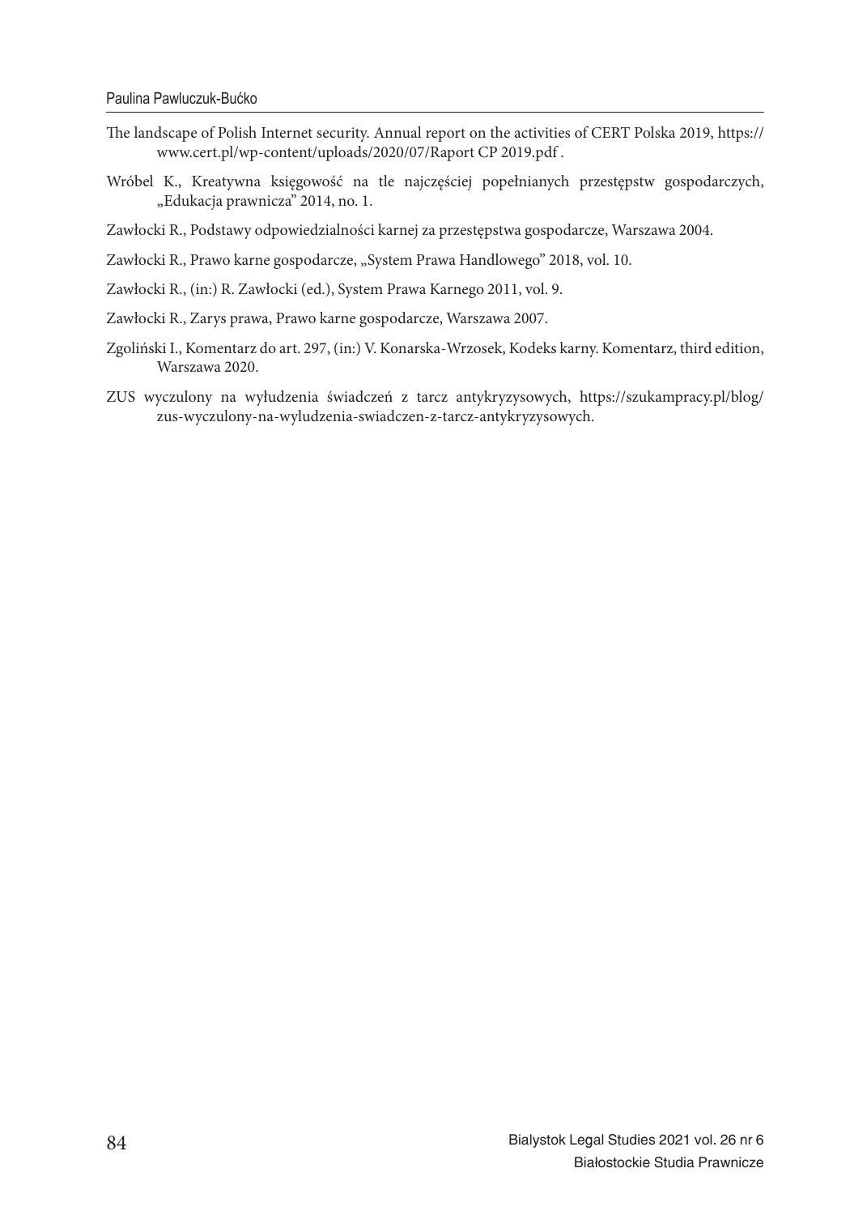The landscape of Polish Internet security. Annual report on the activities of CERT Polska 2019, https://www.cert.pl/wp-content/uploads/2020/07/Raport CP 2019.pdf .

Wróbel K., Kreatywna księgowość na tle najczęściej popełnianych przestępstw gospodarczych, „Edukacja prawnicza" 2014, no. 1.

Zawłocki R., Podstawy odpowiedzialności karnej za przestępstwa gospodarcze, Warszawa 2004.

Zawłocki R., Prawo karne gospodarcze, „System Prawa Handlowego" 2018, vol. 10.

Zawłocki R., (in:) R. Zawłocki (ed.), System Prawa Karnego 2011, vol. 9.

Zawłocki R., Zarys prawa, Prawo karne gospodarcze, Warszawa 2007.

Zgoliński I., Komentarz do art. 297, (in:) V. Konarska-Wrzosek, Kodeks karny. Komentarz, third edition, Warszawa 2020.

ZUS wyczulony na wyłudzenia świadczeń z tarcz antykryzysowych, https://szukampracy.pl/blog/zus-wyczulony-na-wyludzenia-swiadczen-z-tarcz-antykryzysowych.